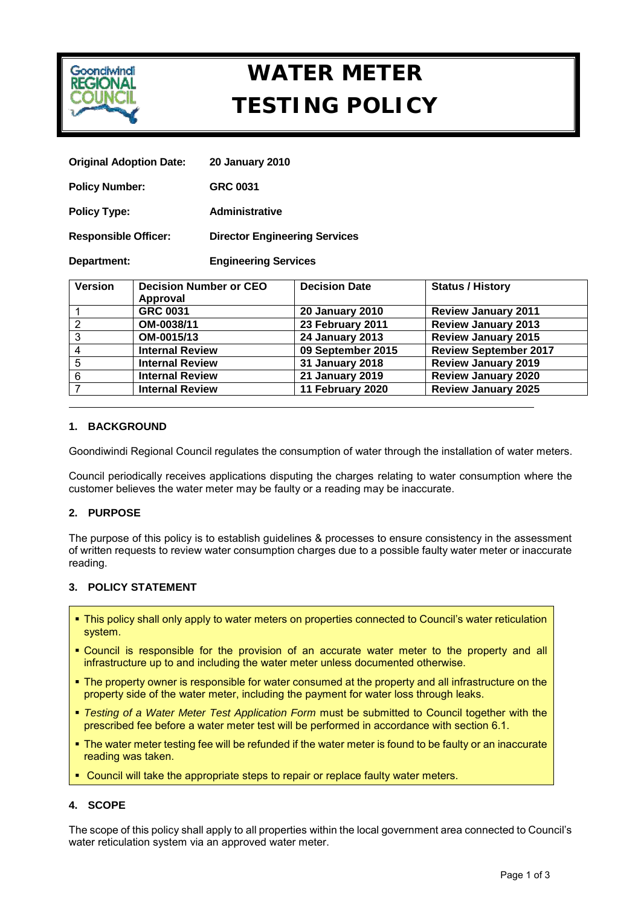# WATER METER TESTING POLICY

**Original Adoption Date:** **20 January 2010**

**Policy Number:** **GRC 0031**

**Policy Type:** **Administrative**

**Responsible Officer:** **Director Engineering Services**

**Department:** **Engineering Services**

| Version | Decision Number or CEO Approval | Decision Date | Status / History |
|---|---|---|---|
| 1 | **GRC 0031** | **20 January 2010** | **Review January 2011** |
| 2 | **OM-0038/11** | **23 February 2011** | **Review January 2013** |
| 3 | **OM-0015/13** | **24 January 2013** | **Review January 2015** |
| 4 | **Internal Review** | **09 September 2015** | **Review September 2017** |
| 5 | **Internal Review** | **31 January 2018** | **Review January 2019** |
| 6 | **Internal Review** | **21 January 2019** | **Review January 2020** |
| 7 | **Internal Review** | **11 February 2020** | **Review January 2025** |

## 1. BACKGROUND

Goondiwindi Regional Council regulates the consumption of water through the installation of water meters.

Council periodically receives applications disputing the charges relating to water consumption where the customer believes the water meter may be faulty or a reading may be inaccurate.

## 2. PURPOSE

The purpose of this policy is to establish guidelines & processes to ensure consistency in the assessment of written requests to review water consumption charges due to a possible faulty water meter or inaccurate reading.

## 3. POLICY STATEMENT

- This policy shall only apply to water meters on properties connected to Council's water reticulation system.
- Council is responsible for the provision of an accurate water meter to the property and all infrastructure up to and including the water meter unless documented otherwise.
- The property owner is responsible for water consumed at the property and all infrastructure on the property side of the water meter, including the payment for water loss through leaks.
- *Testing of a Water Meter Test Application Form* must be submitted to Council together with the prescribed fee before a water meter test will be performed in accordance with section 6.1.
- The water meter testing fee will be refunded if the water meter is found to be faulty or an inaccurate reading was taken.
- Council will take the appropriate steps to repair or replace faulty water meters.

## 4. SCOPE

The scope of this policy shall apply to all properties within the local government area connected to Council's water reticulation system via an approved water meter.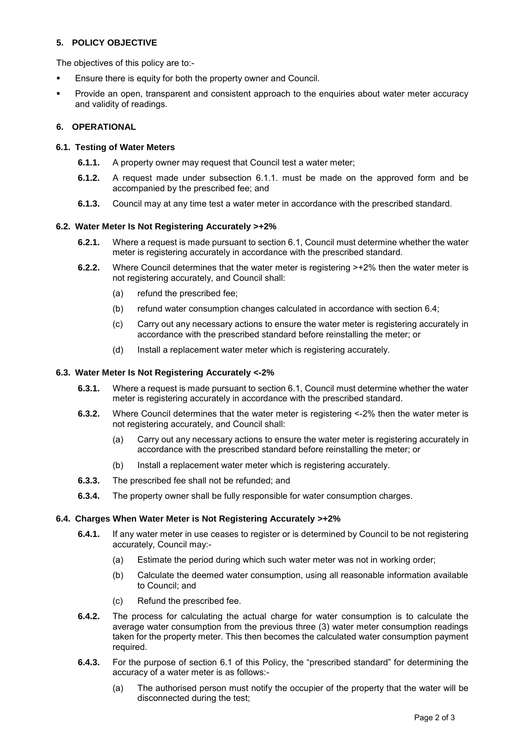## 5. POLICY OBJECTIVE

The objectives of this policy are to:-

- Ensure there is equity for both the property owner and Council.
- Provide an open, transparent and consistent approach to the enquiries about water meter accuracy and validity of readings.

## 6. OPERATIONAL

### 6.1. Testing of Water Meters

**6.1.1.** A property owner may request that Council test a water meter;

**6.1.2.** A request made under subsection 6.1.1. must be made on the approved form and be accompanied by the prescribed fee; and

**6.1.3.** Council may at any time test a water meter in accordance with the prescribed standard.

### 6.2. Water Meter Is Not Registering Accurately >+2%

**6.2.1.** Where a request is made pursuant to section 6.1, Council must determine whether the water meter is registering accurately in accordance with the prescribed standard.

**6.2.2.** Where Council determines that the water meter is registering >+2% then the water meter is not registering accurately, and Council shall:

(a) refund the prescribed fee;

(b) refund water consumption changes calculated in accordance with section 6.4;

(c) Carry out any necessary actions to ensure the water meter is registering accurately in accordance with the prescribed standard before reinstalling the meter; or

(d) Install a replacement water meter which is registering accurately.

### 6.3. Water Meter Is Not Registering Accurately <-2%

**6.3.1.** Where a request is made pursuant to section 6.1, Council must determine whether the water meter is registering accurately in accordance with the prescribed standard.

**6.3.2.** Where Council determines that the water meter is registering <-2% then the water meter is not registering accurately, and Council shall:

(a) Carry out any necessary actions to ensure the water meter is registering accurately in accordance with the prescribed standard before reinstalling the meter; or

(b) Install a replacement water meter which is registering accurately.

**6.3.3.** The prescribed fee shall not be refunded; and

**6.3.4.** The property owner shall be fully responsible for water consumption charges.

### 6.4. Charges When Water Meter is Not Registering Accurately >+2%

**6.4.1.** If any water meter in use ceases to register or is determined by Council to be not registering accurately, Council may:-

(a) Estimate the period during which such water meter was not in working order;

(b) Calculate the deemed water consumption, using all reasonable information available to Council; and

(c) Refund the prescribed fee.

**6.4.2.** The process for calculating the actual charge for water consumption is to calculate the average water consumption from the previous three (3) water meter consumption readings taken for the property meter. This then becomes the calculated water consumption payment required.

**6.4.3.** For the purpose of section 6.1 of this Policy, the "prescribed standard" for determining the accuracy of a water meter is as follows:-

(a) The authorised person must notify the occupier of the property that the water will be disconnected during the test;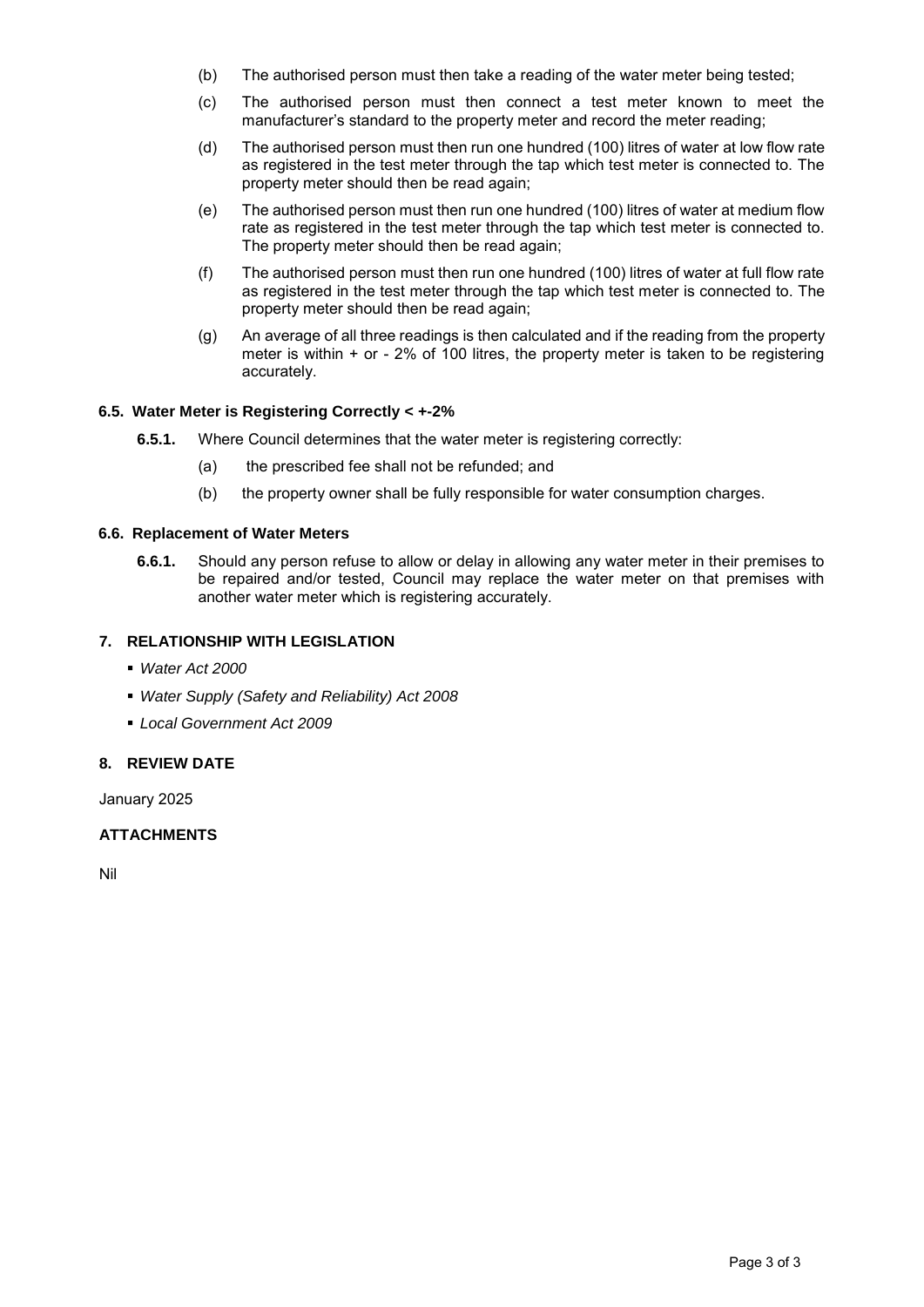(b) The authorised person must then take a reading of the water meter being tested;

(c) The authorised person must then connect a test meter known to meet the manufacturer's standard to the property meter and record the meter reading;

(d) The authorised person must then run one hundred (100) litres of water at low flow rate as registered in the test meter through the tap which test meter is connected to. The property meter should then be read again;

(e) The authorised person must then run one hundred (100) litres of water at medium flow rate as registered in the test meter through the tap which test meter is connected to. The property meter should then be read again;

(f) The authorised person must then run one hundred (100) litres of water at full flow rate as registered in the test meter through the tap which test meter is connected to. The property meter should then be read again;

(g) An average of all three readings is then calculated and if the reading from the property meter is within + or - 2% of 100 litres, the property meter is taken to be registering accurately.

### 6.5. Water Meter is Registering Correctly < +-2%

**6.5.1.** Where Council determines that the water meter is registering correctly:

(a) the prescribed fee shall not be refunded; and

(b) the property owner shall be fully responsible for water consumption charges.

### 6.6. Replacement of Water Meters

**6.6.1.** Should any person refuse to allow or delay in allowing any water meter in their premises to be repaired and/or tested, Council may replace the water meter on that premises with another water meter which is registering accurately.

## 7. RELATIONSHIP WITH LEGISLATION

- *Water Act 2000*
- *Water Supply (Safety and Reliability) Act 2008*
- *Local Government Act 2009*

## 8. REVIEW DATE

January 2025

## ATTACHMENTS

Nil